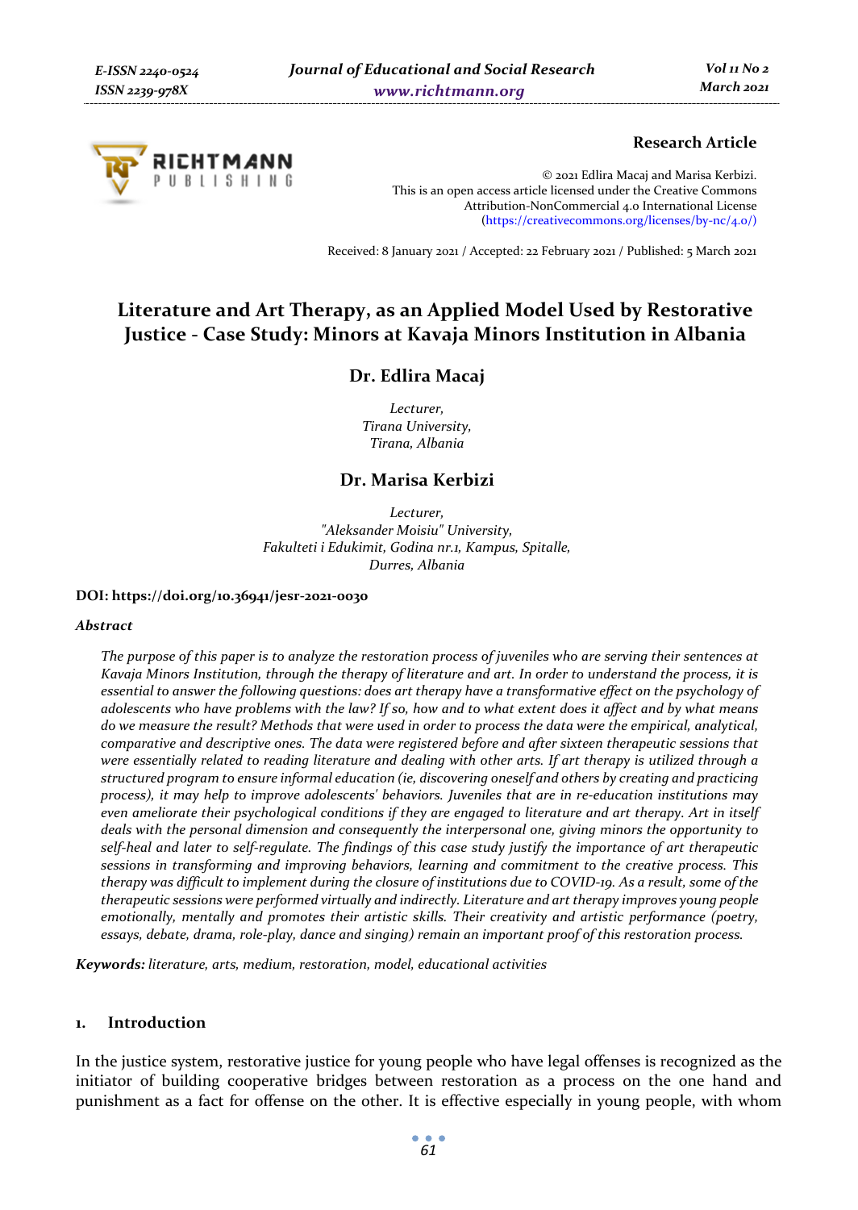Research Article

© 2021 Edlira Macaj and Marisa Kerbizi.
This is an open access article licensed under the Creative Commons Attribution-NonCommercial 4.0 International License (https://creativecommons.org/licenses/by-nc/4.0/)

Received: 8 January 2021 / Accepted: 22 February 2021 / Published: 5 March 2021

# Literature and Art Therapy, as an Applied Model Used by Restorative Justice - Case Study: Minors at Kavaja Minors Institution in Albania

## Dr. Edlira Macaj

*Lecturer,*
*Tirana University,*
*Tirana, Albania*

## Dr. Marisa Kerbizi

*Lecturer,*
*"Aleksander Moisiu" University,*
*Fakulteti i Edukimit, Godina nr.1, Kampus, Spitalle,*
*Durres, Albania*

**DOI: https://doi.org/10.36941/jesr-2021-0030**

***Abstract***

*The purpose of this paper is to analyze the restoration process of juveniles who are serving their sentences at Kavaja Minors Institution, through the therapy of literature and art. In order to understand the process, it is essential to answer the following questions: does art therapy have a transformative effect on the psychology of adolescents who have problems with the law? If so, how and to what extent does it affect and by what means do we measure the result? Methods that were used in order to process the data were the empirical, analytical, comparative and descriptive ones. The data were registered before and after sixteen therapeutic sessions that were essentially related to reading literature and dealing with other arts. If art therapy is utilized through a structured program to ensure informal education (ie, discovering oneself and others by creating and practicing process), it may help to improve adolescents' behaviors. Juveniles that are in re-education institutions may even ameliorate their psychological conditions if they are engaged to literature and art therapy. Art in itself deals with the personal dimension and consequently the interpersonal one, giving minors the opportunity to self-heal and later to self-regulate. The findings of this case study justify the importance of art therapeutic sessions in transforming and improving behaviors, learning and commitment to the creative process. This therapy was difficult to implement during the closure of institutions due to COVID-19. As a result, some of the therapeutic sessions were performed virtually and indirectly. Literature and art therapy improves young people emotionally, mentally and promotes their artistic skills. Their creativity and artistic performance (poetry, essays, debate, drama, role-play, dance and singing) remain an important proof of this restoration process.*

***Keywords:*** *literature, arts, medium, restoration, model, educational activities*

## 1. Introduction

In the justice system, restorative justice for young people who have legal offenses is recognized as the initiator of building cooperative bridges between restoration as a process on the one hand and punishment as a fact for offense on the other. It is effective especially in young people, with whom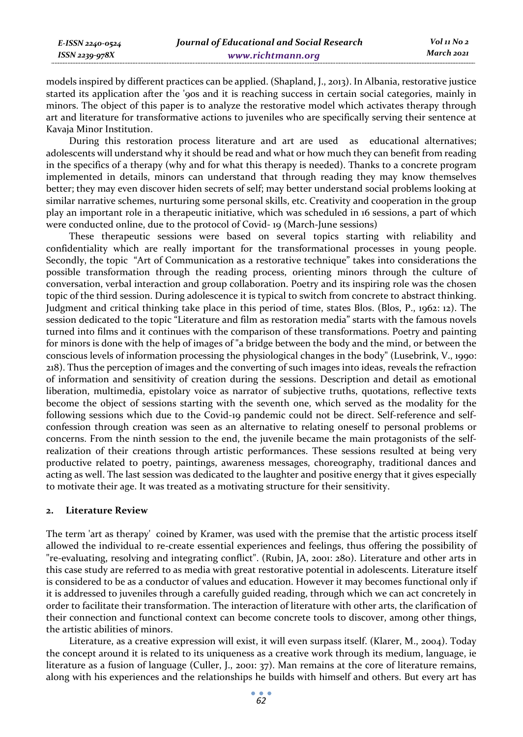models inspired by different practices can be applied. (Shapland, J., 2013). In Albania, restorative justice started its application after the '90s and it is reaching success in certain social categories, mainly in minors. The object of this paper is to analyze the restorative model which activates therapy through art and literature for transformative actions to juveniles who are specifically serving their sentence at Kavaja Minor Institution.

During this restoration process literature and art are used as educational alternatives; adolescents will understand why it should be read and what or how much they can benefit from reading in the specifics of a therapy (why and for what this therapy is needed). Thanks to a concrete program implemented in details, minors can understand that through reading they may know themselves better; they may even discover hiden secrets of self; may better understand social problems looking at similar narrative schemes, nurturing some personal skills, etc. Creativity and cooperation in the group play an important role in a therapeutic initiative, which was scheduled in 16 sessions, a part of which were conducted online, due to the protocol of Covid- 19 (March-June sessions)

These therapeutic sessions were based on several topics starting with reliability and confidentiality which are really important for the transformational processes in young people. Secondly, the topic "Art of Communication as a restorative technique" takes into considerations the possible transformation through the reading process, orienting minors through the culture of conversation, verbal interaction and group collaboration. Poetry and its inspiring role was the chosen topic of the third session. During adolescence it is typical to switch from concrete to abstract thinking. Judgment and critical thinking take place in this period of time, states Blos. (Blos, P., 1962: 12). The session dedicated to the topic "Literature and film as restoration media" starts with the famous novels turned into films and it continues with the comparison of these transformations. Poetry and painting for minors is done with the help of images of "a bridge between the body and the mind, or between the conscious levels of information processing the physiological changes in the body" (Lusebrink, V., 1990: 218). Thus the perception of images and the converting of such images into ideas, reveals the refraction of information and sensitivity of creation during the sessions. Description and detail as emotional liberation, multimedia, epistolary voice as narrator of subjective truths, quotations, reflective texts become the object of sessions starting with the seventh one, which served as the modality for the following sessions which due to the Covid-19 pandemic could not be direct. Self-reference and self-confession through creation was seen as an alternative to relating oneself to personal problems or concerns. From the ninth session to the end, the juvenile became the main protagonists of the self-realization of their creations through artistic performances. These sessions resulted at being very productive related to poetry, paintings, awareness messages, choreography, traditional dances and acting as well. The last session was dedicated to the laughter and positive energy that it gives especially to motivate their age. It was treated as a motivating structure for their sensitivity.

## 2. Literature Review

The term 'art as therapy' coined by Kramer, was used with the premise that the artistic process itself allowed the individual to re-create essential experiences and feelings, thus offering the possibility of "re-evaluating, resolving and integrating conflict". (Rubin, JA, 2001: 280). Literature and other arts in this case study are referred to as media with great restorative potential in adolescents. Literature itself is considered to be as a conductor of values and education. However it may becomes functional only if it is addressed to juveniles through a carefully guided reading, through which we can act concretely in order to facilitate their transformation. The interaction of literature with other arts, the clarification of their connection and functional context can become concrete tools to discover, among other things, the artistic abilities of minors.

Literature, as a creative expression will exist, it will even surpass itself. (Klarer, M., 2004). Today the concept around it is related to its uniqueness as a creative work through its medium, language, ie literature as a fusion of language (Culler, J., 2001: 37). Man remains at the core of literature remains, along with his experiences and the relationships he builds with himself and others. But every art has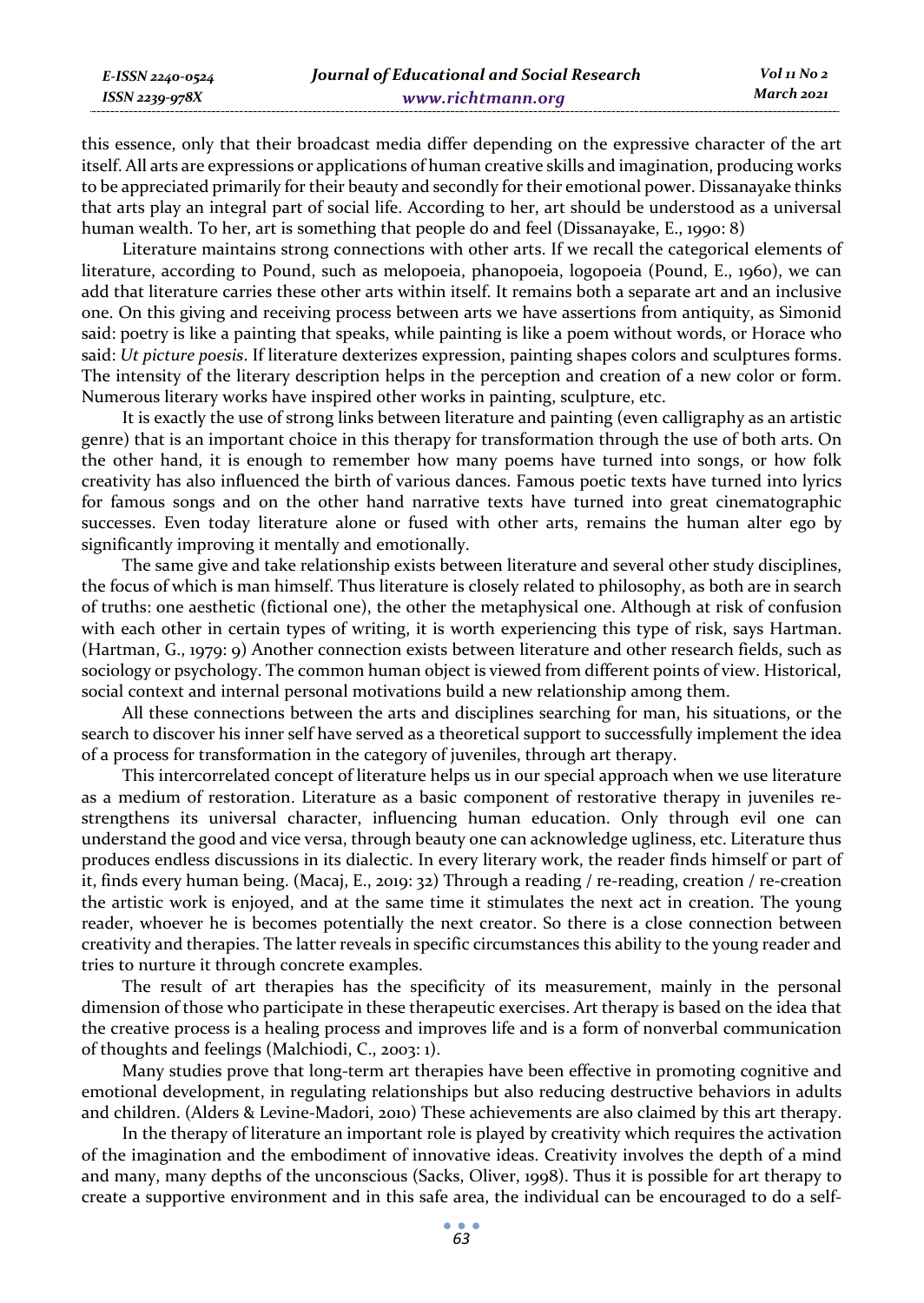this essence, only that their broadcast media differ depending on the expressive character of the art itself. All arts are expressions or applications of human creative skills and imagination, producing works to be appreciated primarily for their beauty and secondly for their emotional power. Dissanayake thinks that arts play an integral part of social life. According to her, art should be understood as a universal human wealth. To her, art is something that people do and feel (Dissanayake, E., 1990: 8)

Literature maintains strong connections with other arts. If we recall the categorical elements of literature, according to Pound, such as melopoeia, phanopoeia, logopoeia (Pound, E., 1960), we can add that literature carries these other arts within itself. It remains both a separate art and an inclusive one. On this giving and receiving process between arts we have assertions from antiquity, as Simonid said: poetry is like a painting that speaks, while painting is like a poem without words, or Horace who said: *Ut picture poesis*. If literature dexterizes expression, painting shapes colors and sculptures forms. The intensity of the literary description helps in the perception and creation of a new color or form. Numerous literary works have inspired other works in painting, sculpture, etc.

It is exactly the use of strong links between literature and painting (even calligraphy as an artistic genre) that is an important choice in this therapy for transformation through the use of both arts. On the other hand, it is enough to remember how many poems have turned into songs, or how folk creativity has also influenced the birth of various dances. Famous poetic texts have turned into lyrics for famous songs and on the other hand narrative texts have turned into great cinematographic successes. Even today literature alone or fused with other arts, remains the human alter ego by significantly improving it mentally and emotionally.

The same give and take relationship exists between literature and several other study disciplines, the focus of which is man himself. Thus literature is closely related to philosophy, as both are in search of truths: one aesthetic (fictional one), the other the metaphysical one. Although at risk of confusion with each other in certain types of writing, it is worth experiencing this type of risk, says Hartman. (Hartman, G., 1979: 9) Another connection exists between literature and other research fields, such as sociology or psychology. The common human object is viewed from different points of view. Historical, social context and internal personal motivations build a new relationship among them.

All these connections between the arts and disciplines searching for man, his situations, or the search to discover his inner self have served as a theoretical support to successfully implement the idea of a process for transformation in the category of juveniles, through art therapy.

This intercorrelated concept of literature helps us in our special approach when we use literature as a medium of restoration. Literature as a basic component of restorative therapy in juveniles re-strengthens its universal character, influencing human education. Only through evil one can understand the good and vice versa, through beauty one can acknowledge ugliness, etc. Literature thus produces endless discussions in its dialectic. In every literary work, the reader finds himself or part of it, finds every human being. (Macaj, E., 2019: 32) Through a reading / re-reading, creation / re-creation the artistic work is enjoyed, and at the same time it stimulates the next act in creation. The young reader, whoever he is becomes potentially the next creator. So there is a close connection between creativity and therapies. The latter reveals in specific circumstances this ability to the young reader and tries to nurture it through concrete examples.

The result of art therapies has the specificity of its measurement, mainly in the personal dimension of those who participate in these therapeutic exercises. Art therapy is based on the idea that the creative process is a healing process and improves life and is a form of nonverbal communication of thoughts and feelings (Malchiodi, C., 2003: 1).

Many studies prove that long-term art therapies have been effective in promoting cognitive and emotional development, in regulating relationships but also reducing destructive behaviors in adults and children. (Alders & Levine-Madori, 2010) These achievements are also claimed by this art therapy.

In the therapy of literature an important role is played by creativity which requires the activation of the imagination and the embodiment of innovative ideas. Creativity involves the depth of a mind and many, many depths of the unconscious (Sacks, Oliver, 1998). Thus it is possible for art therapy to create a supportive environment and in this safe area, the individual can be encouraged to do a self-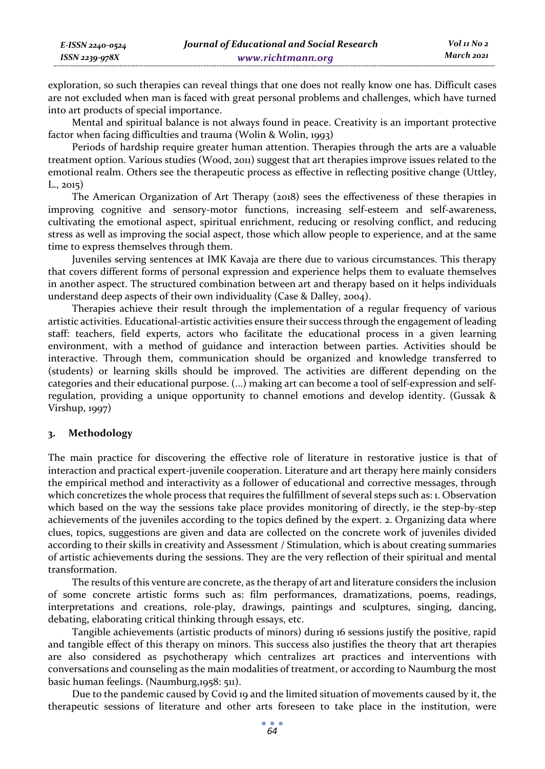exploration, so such therapies can reveal things that one does not really know one has. Difficult cases are not excluded when man is faced with great personal problems and challenges, which have turned into art products of special importance.

Mental and spiritual balance is not always found in peace. Creativity is an important protective factor when facing difficulties and trauma (Wolin & Wolin, 1993)

Periods of hardship require greater human attention. Therapies through the arts are a valuable treatment option. Various studies (Wood, 2011) suggest that art therapies improve issues related to the emotional realm. Others see the therapeutic process as effective in reflecting positive change (Uttley, L., 2015)

The American Organization of Art Therapy (2018) sees the effectiveness of these therapies in improving cognitive and sensory-motor functions, increasing self-esteem and self-awareness, cultivating the emotional aspect, spiritual enrichment, reducing or resolving conflict, and reducing stress as well as improving the social aspect, those which allow people to experience, and at the same time to express themselves through them.

Juveniles serving sentences at IMK Kavaja are there due to various circumstances. This therapy that covers different forms of personal expression and experience helps them to evaluate themselves in another aspect. The structured combination between art and therapy based on it helps individuals understand deep aspects of their own individuality (Case & Dalley, 2004).

Therapies achieve their result through the implementation of a regular frequency of various artistic activities. Educational-artistic activities ensure their success through the engagement of leading staff: teachers, field experts, actors who facilitate the educational process in a given learning environment, with a method of guidance and interaction between parties. Activities should be interactive. Through them, communication should be organized and knowledge transferred to (students) or learning skills should be improved. The activities are different depending on the categories and their educational purpose. (...) making art can become a tool of self-expression and self-regulation, providing a unique opportunity to channel emotions and develop identity. (Gussak & Virshup, 1997)

## 3. Methodology

The main practice for discovering the effective role of literature in restorative justice is that of interaction and practical expert-juvenile cooperation. Literature and art therapy here mainly considers the empirical method and interactivity as a follower of educational and corrective messages, through which concretizes the whole process that requires the fulfillment of several steps such as: 1. Observation which based on the way the sessions take place provides monitoring of directly, ie the step-by-step achievements of the juveniles according to the topics defined by the expert. 2. Organizing data where clues, topics, suggestions are given and data are collected on the concrete work of juveniles divided according to their skills in creativity and Assessment / Stimulation, which is about creating summaries of artistic achievements during the sessions. They are the very reflection of their spiritual and mental transformation.

The results of this venture are concrete, as the therapy of art and literature considers the inclusion of some concrete artistic forms such as: film performances, dramatizations, poems, readings, interpretations and creations, role-play, drawings, paintings and sculptures, singing, dancing, debating, elaborating critical thinking through essays, etc.

Tangible achievements (artistic products of minors) during 16 sessions justify the positive, rapid and tangible effect of this therapy on minors. This success also justifies the theory that art therapies are also considered as psychotherapy which centralizes art practices and interventions with conversations and counseling as the main modalities of treatment, or according to Naumburg the most basic human feelings. (Naumburg,1958: 511).

Due to the pandemic caused by Covid 19 and the limited situation of movements caused by it, the therapeutic sessions of literature and other arts foreseen to take place in the institution, were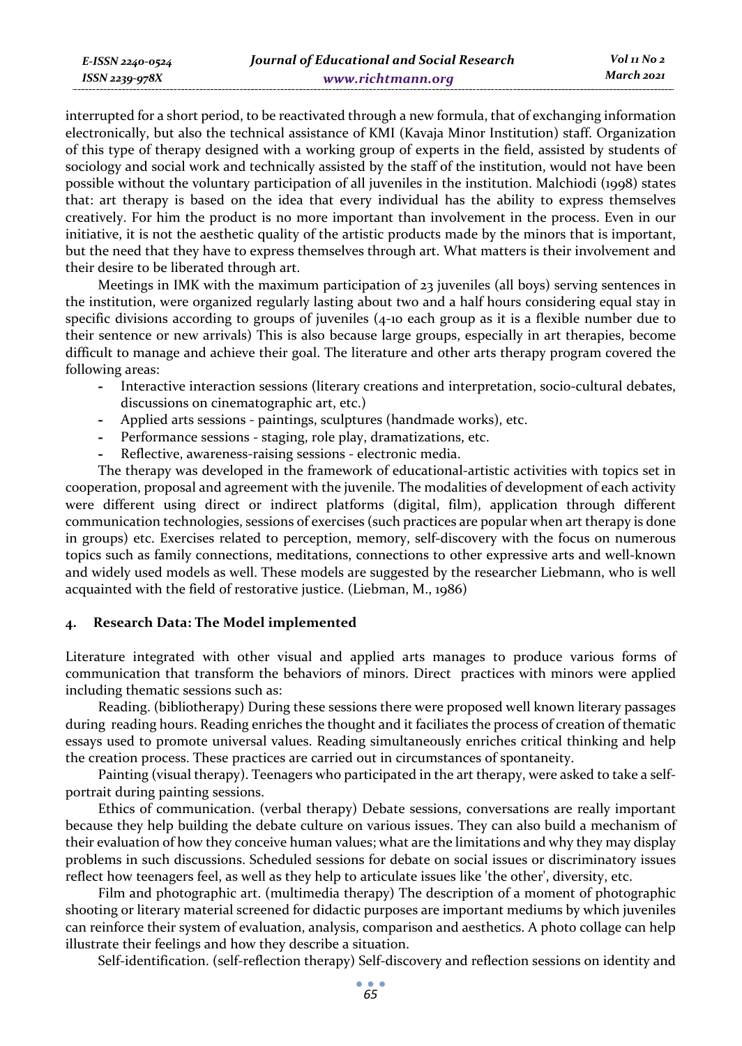interrupted for a short period, to be reactivated through a new formula, that of exchanging information electronically, but also the technical assistance of KMI (Kavaja Minor Institution) staff. Organization of this type of therapy designed with a working group of experts in the field, assisted by students of sociology and social work and technically assisted by the staff of the institution, would not have been possible without the voluntary participation of all juveniles in the institution. Malchiodi (1998) states that: art therapy is based on the idea that every individual has the ability to express themselves creatively. For him the product is no more important than involvement in the process. Even in our initiative, it is not the aesthetic quality of the artistic products made by the minors that is important, but the need that they have to express themselves through art. What matters is their involvement and their desire to be liberated through art.

Meetings in IMK with the maximum participation of 23 juveniles (all boys) serving sentences in the institution, were organized regularly lasting about two and a half hours considering equal stay in specific divisions according to groups of juveniles (4-10 each group as it is a flexible number due to their sentence or new arrivals) This is also because large groups, especially in art therapies, become difficult to manage and achieve their goal. The literature and other arts therapy program covered the following areas:

- Interactive interaction sessions (literary creations and interpretation, socio-cultural debates, discussions on cinematographic art, etc.)
- Applied arts sessions - paintings, sculptures (handmade works), etc.
- Performance sessions - staging, role play, dramatizations, etc.
- Reflective, awareness-raising sessions - electronic media.

The therapy was developed in the framework of educational-artistic activities with topics set in cooperation, proposal and agreement with the juvenile. The modalities of development of each activity were different using direct or indirect platforms (digital, film), application through different communication technologies, sessions of exercises (such practices are popular when art therapy is done in groups) etc. Exercises related to perception, memory, self-discovery with the focus on numerous topics such as family connections, meditations, connections to other expressive arts and well-known and widely used models as well. These models are suggested by the researcher Liebmann, who is well acquainted with the field of restorative justice. (Liebman, M., 1986)

## 4. Research Data: The Model implemented

Literature integrated with other visual and applied arts manages to produce various forms of communication that transform the behaviors of minors. Direct practices with minors were applied including thematic sessions such as:

Reading. (bibliotherapy) During these sessions there were proposed well known literary passages during reading hours. Reading enriches the thought and it faciliates the process of creation of thematic essays used to promote universal values. Reading simultaneously enriches critical thinking and help the creation process. These practices are carried out in circumstances of spontaneity.

Painting (visual therapy). Teenagers who participated in the art therapy, were asked to take a self-portrait during painting sessions.

Ethics of communication. (verbal therapy) Debate sessions, conversations are really important because they help building the debate culture on various issues. They can also build a mechanism of their evaluation of how they conceive human values; what are the limitations and why they may display problems in such discussions. Scheduled sessions for debate on social issues or discriminatory issues reflect how teenagers feel, as well as they help to articulate issues like 'the other', diversity, etc.

Film and photographic art. (multimedia therapy) The description of a moment of photographic shooting or literary material screened for didactic purposes are important mediums by which juveniles can reinforce their system of evaluation, analysis, comparison and aesthetics. A photo collage can help illustrate their feelings and how they describe a situation.

Self-identification. (self-reflection therapy) Self-discovery and reflection sessions on identity and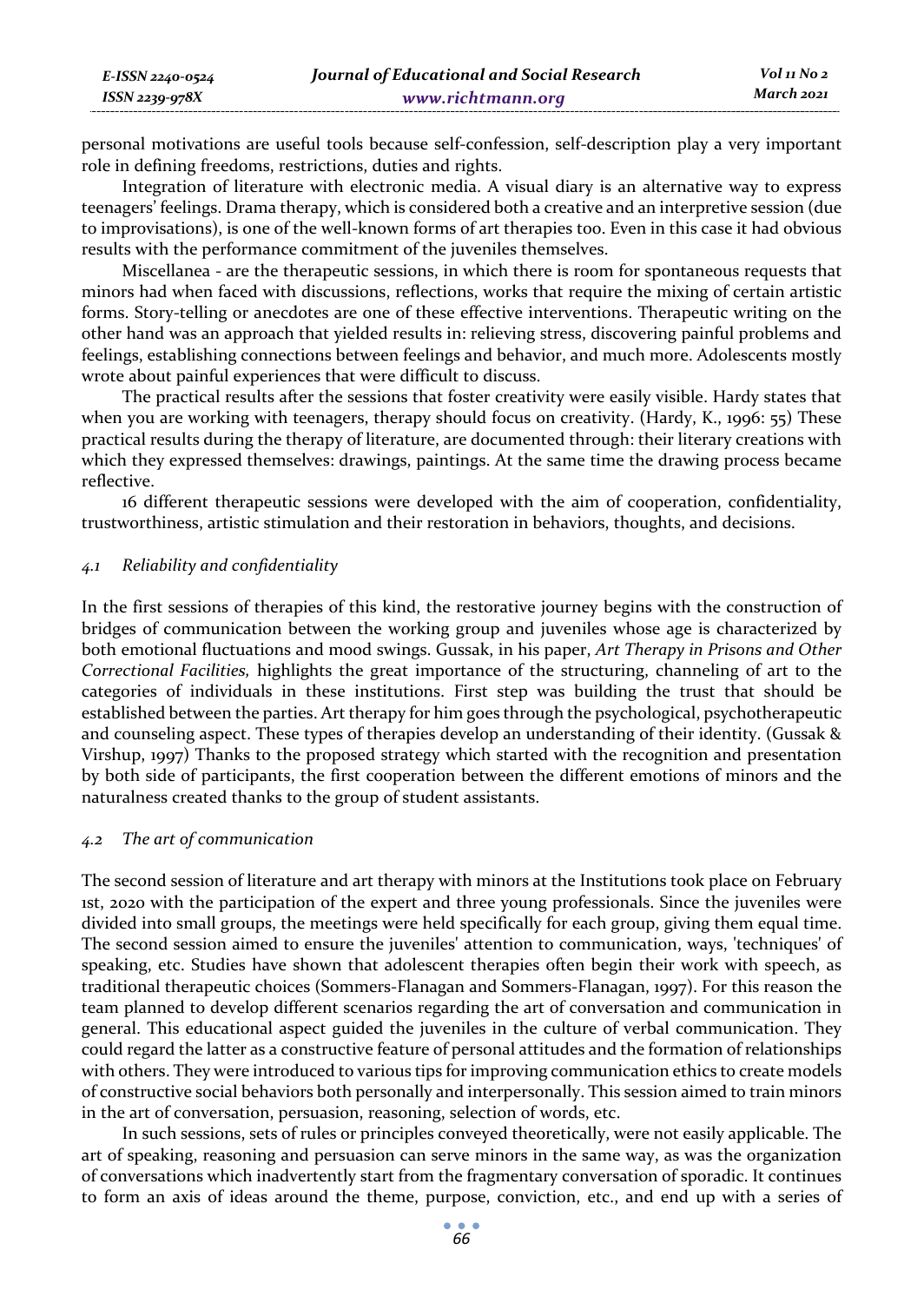personal motivations are useful tools because self-confession, self-description play a very important role in defining freedoms, restrictions, duties and rights.

Integration of literature with electronic media. A visual diary is an alternative way to express teenagers' feelings. Drama therapy, which is considered both a creative and an interpretive session (due to improvisations), is one of the well-known forms of art therapies too. Even in this case it had obvious results with the performance commitment of the juveniles themselves.

Miscellanea - are the therapeutic sessions, in which there is room for spontaneous requests that minors had when faced with discussions, reflections, works that require the mixing of certain artistic forms. Story-telling or anecdotes are one of these effective interventions. Therapeutic writing on the other hand was an approach that yielded results in: relieving stress, discovering painful problems and feelings, establishing connections between feelings and behavior, and much more. Adolescents mostly wrote about painful experiences that were difficult to discuss.

The practical results after the sessions that foster creativity were easily visible. Hardy states that when you are working with teenagers, therapy should focus on creativity. (Hardy, K., 1996: 55) These practical results during the therapy of literature, are documented through: their literary creations with which they expressed themselves: drawings, paintings. At the same time the drawing process became reflective.

16 different therapeutic sessions were developed with the aim of cooperation, confidentiality, trustworthiness, artistic stimulation and their restoration in behaviors, thoughts, and decisions.

### *4.1 Reliability and confidentiality*

In the first sessions of therapies of this kind, the restorative journey begins with the construction of bridges of communication between the working group and juveniles whose age is characterized by both emotional fluctuations and mood swings. Gussak, in his paper, *Art Therapy in Prisons and Other Correctional Facilities,* highlights the great importance of the structuring, channeling of art to the categories of individuals in these institutions. First step was building the trust that should be established between the parties. Art therapy for him goes through the psychological, psychotherapeutic and counseling aspect. These types of therapies develop an understanding of their identity. (Gussak & Virshup, 1997) Thanks to the proposed strategy which started with the recognition and presentation by both side of participants, the first cooperation between the different emotions of minors and the naturalness created thanks to the group of student assistants.

### *4.2 The art of communication*

The second session of literature and art therapy with minors at the Institutions took place on February 1st, 2020 with the participation of the expert and three young professionals. Since the juveniles were divided into small groups, the meetings were held specifically for each group, giving them equal time. The second session aimed to ensure the juveniles' attention to communication, ways, 'techniques' of speaking, etc. Studies have shown that adolescent therapies often begin their work with speech, as traditional therapeutic choices (Sommers-Flanagan and Sommers-Flanagan, 1997). For this reason the team planned to develop different scenarios regarding the art of conversation and communication in general. This educational aspect guided the juveniles in the culture of verbal communication. They could regard the latter as a constructive feature of personal attitudes and the formation of relationships with others. They were introduced to various tips for improving communication ethics to create models of constructive social behaviors both personally and interpersonally. This session aimed to train minors in the art of conversation, persuasion, reasoning, selection of words, etc.

In such sessions, sets of rules or principles conveyed theoretically, were not easily applicable. The art of speaking, reasoning and persuasion can serve minors in the same way, as was the organization of conversations which inadvertently start from the fragmentary conversation of sporadic. It continues to form an axis of ideas around the theme, purpose, conviction, etc., and end up with a series of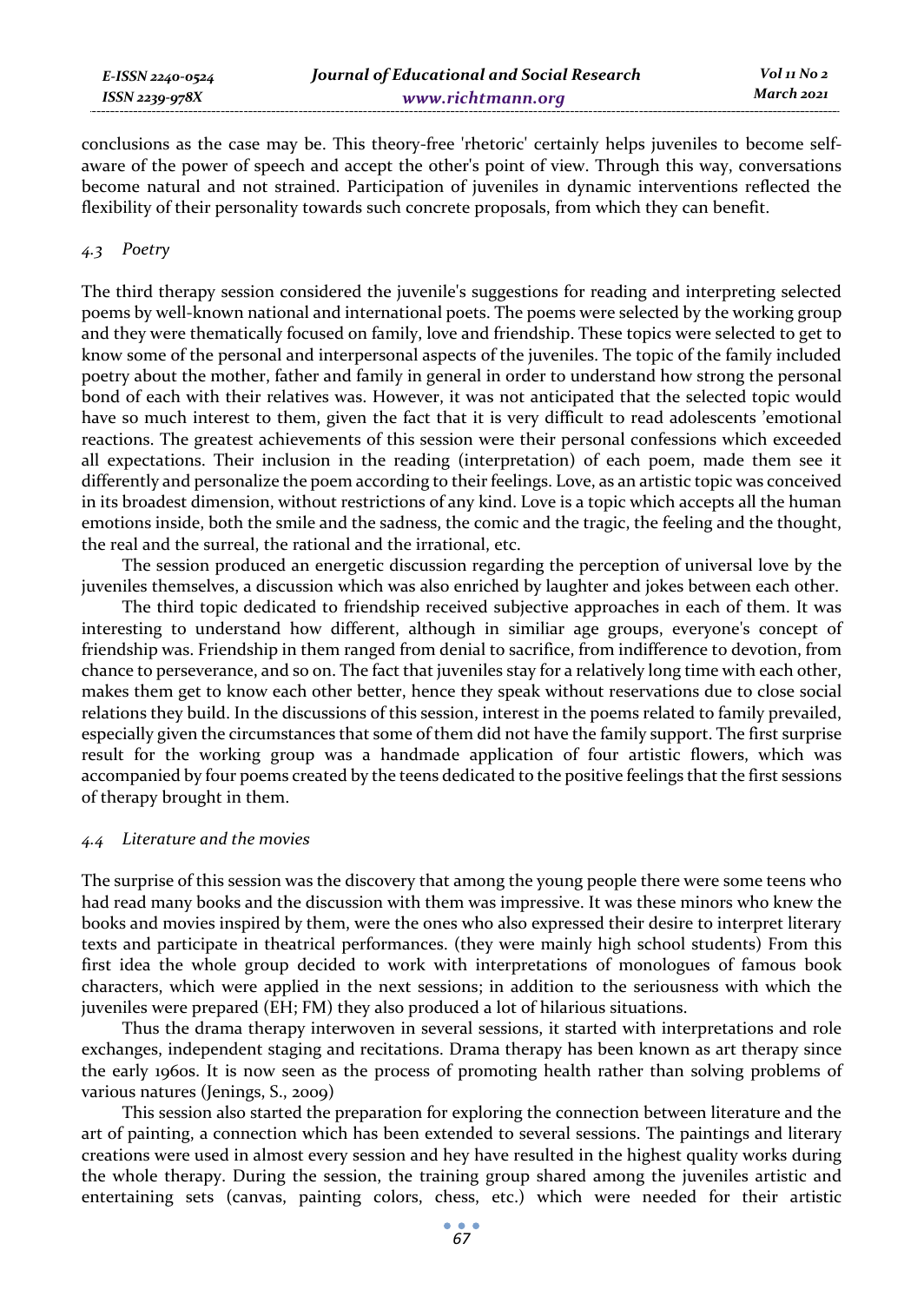conclusions as the case may be. This theory-free 'rhetoric' certainly helps juveniles to become self-aware of the power of speech and accept the other's point of view. Through this way, conversations become natural and not strained. Participation of juveniles in dynamic interventions reflected the flexibility of their personality towards such concrete proposals, from which they can benefit.

### *4.3 Poetry*

The third therapy session considered the juvenile's suggestions for reading and interpreting selected poems by well-known national and international poets. The poems were selected by the working group and they were thematically focused on family, love and friendship. These topics were selected to get to know some of the personal and interpersonal aspects of the juveniles. The topic of the family included poetry about the mother, father and family in general in order to understand how strong the personal bond of each with their relatives was. However, it was not anticipated that the selected topic would have so much interest to them, given the fact that it is very difficult to read adolescents 'emotional reactions. The greatest achievements of this session were their personal confessions which exceeded all expectations. Their inclusion in the reading (interpretation) of each poem, made them see it differently and personalize the poem according to their feelings. Love, as an artistic topic was conceived in its broadest dimension, without restrictions of any kind. Love is a topic which accepts all the human emotions inside, both the smile and the sadness, the comic and the tragic, the feeling and the thought, the real and the surreal, the rational and the irrational, etc.

The session produced an energetic discussion regarding the perception of universal love by the juveniles themselves, a discussion which was also enriched by laughter and jokes between each other.

The third topic dedicated to friendship received subjective approaches in each of them. It was interesting to understand how different, although in similiar age groups, everyone's concept of friendship was. Friendship in them ranged from denial to sacrifice, from indifference to devotion, from chance to perseverance, and so on. The fact that juveniles stay for a relatively long time with each other, makes them get to know each other better, hence they speak without reservations due to close social relations they build. In the discussions of this session, interest in the poems related to family prevailed, especially given the circumstances that some of them did not have the family support. The first surprise result for the working group was a handmade application of four artistic flowers, which was accompanied by four poems created by the teens dedicated to the positive feelings that the first sessions of therapy brought in them.

### *4.4 Literature and the movies*

The surprise of this session was the discovery that among the young people there were some teens who had read many books and the discussion with them was impressive. It was these minors who knew the books and movies inspired by them, were the ones who also expressed their desire to interpret literary texts and participate in theatrical performances. (they were mainly high school students) From this first idea the whole group decided to work with interpretations of monologues of famous book characters, which were applied in the next sessions; in addition to the seriousness with which the juveniles were prepared (EH; FM) they also produced a lot of hilarious situations.

Thus the drama therapy interwoven in several sessions, it started with interpretations and role exchanges, independent staging and recitations. Drama therapy has been known as art therapy since the early 1960s. It is now seen as the process of promoting health rather than solving problems of various natures (Jenings, S., 2009)

This session also started the preparation for exploring the connection between literature and the art of painting, a connection which has been extended to several sessions. The paintings and literary creations were used in almost every session and hey have resulted in the highest quality works during the whole therapy. During the session, the training group shared among the juveniles artistic and entertaining sets (canvas, painting colors, chess, etc.) which were needed for their artistic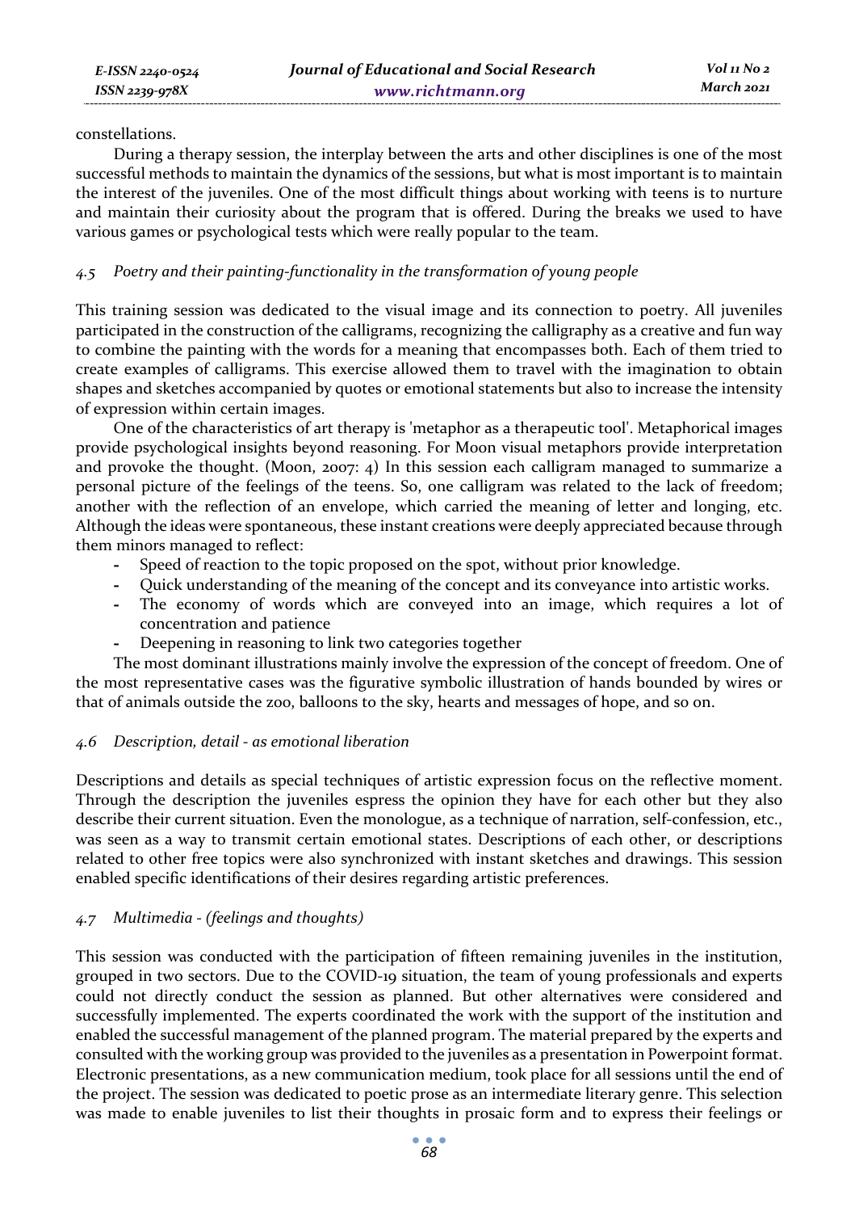constellations.

During a therapy session, the interplay between the arts and other disciplines is one of the most successful methods to maintain the dynamics of the sessions, but what is most important is to maintain the interest of the juveniles. One of the most difficult things about working with teens is to nurture and maintain their curiosity about the program that is offered. During the breaks we used to have various games or psychological tests which were really popular to the team.

### *4.5 Poetry and their painting-functionality in the transformation of young people*

This training session was dedicated to the visual image and its connection to poetry. All juveniles participated in the construction of the calligrams, recognizing the calligraphy as a creative and fun way to combine the painting with the words for a meaning that encompasses both. Each of them tried to create examples of calligrams. This exercise allowed them to travel with the imagination to obtain shapes and sketches accompanied by quotes or emotional statements but also to increase the intensity of expression within certain images.

One of the characteristics of art therapy is 'metaphor as a therapeutic tool'. Metaphorical images provide psychological insights beyond reasoning. For Moon visual metaphors provide interpretation and provoke the thought. (Moon, 2007: 4) In this session each calligram managed to summarize a personal picture of the feelings of the teens. So, one calligram was related to the lack of freedom; another with the reflection of an envelope, which carried the meaning of letter and longing, etc. Although the ideas were spontaneous, these instant creations were deeply appreciated because through them minors managed to reflect:

- Speed of reaction to the topic proposed on the spot, without prior knowledge.
- Quick understanding of the meaning of the concept and its conveyance into artistic works.
- The economy of words which are conveyed into an image, which requires a lot of concentration and patience
- Deepening in reasoning to link two categories together

The most dominant illustrations mainly involve the expression of the concept of freedom. One of the most representative cases was the figurative symbolic illustration of hands bounded by wires or that of animals outside the zoo, balloons to the sky, hearts and messages of hope, and so on.

### *4.6 Description, detail - as emotional liberation*

Descriptions and details as special techniques of artistic expression focus on the reflective moment. Through the description the juveniles espress the opinion they have for each other but they also describe their current situation. Even the monologue, as a technique of narration, self-confession, etc., was seen as a way to transmit certain emotional states. Descriptions of each other, or descriptions related to other free topics were also synchronized with instant sketches and drawings. This session enabled specific identifications of their desires regarding artistic preferences.

### *4.7 Multimedia - (feelings and thoughts)*

This session was conducted with the participation of fifteen remaining juveniles in the institution, grouped in two sectors. Due to the COVID-19 situation, the team of young professionals and experts could not directly conduct the session as planned. But other alternatives were considered and successfully implemented. The experts coordinated the work with the support of the institution and enabled the successful management of the planned program. The material prepared by the experts and consulted with the working group was provided to the juveniles as a presentation in Powerpoint format. Electronic presentations, as a new communication medium, took place for all sessions until the end of the project. The session was dedicated to poetic prose as an intermediate literary genre. This selection was made to enable juveniles to list their thoughts in prosaic form and to express their feelings or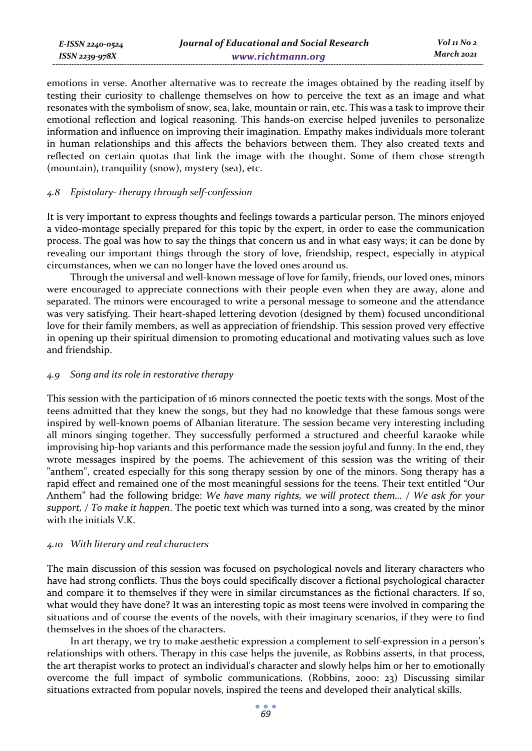emotions in verse. Another alternative was to recreate the images obtained by the reading itself by testing their curiosity to challenge themselves on how to perceive the text as an image and what resonates with the symbolism of snow, sea, lake, mountain or rain, etc. This was a task to improve their emotional reflection and logical reasoning. This hands-on exercise helped juveniles to personalize information and influence on improving their imagination. Empathy makes individuals more tolerant in human relationships and this affects the behaviors between them. They also created texts and reflected on certain quotas that link the image with the thought. Some of them chose strength (mountain), tranquility (snow), mystery (sea), etc.

### *4.8 Epistolary- therapy through self-confession*

It is very important to express thoughts and feelings towards a particular person. The minors enjoyed a video-montage specially prepared for this topic by the expert, in order to ease the communication process. The goal was how to say the things that concern us and in what easy ways; it can be done by revealing our important things through the story of love, friendship, respect, especially in atypical circumstances, when we can no longer have the loved ones around us.

Through the universal and well-known message of love for family, friends, our loved ones, minors were encouraged to appreciate connections with their people even when they are away, alone and separated. The minors were encouraged to write a personal message to someone and the attendance was very satisfying. Their heart-shaped lettering devotion (designed by them) focused unconditional love for their family members, as well as appreciation of friendship. This session proved very effective in opening up their spiritual dimension to promoting educational and motivating values such as love and friendship.

### *4.9 Song and its role in restorative therapy*

This session with the participation of 16 minors connected the poetic texts with the songs. Most of the teens admitted that they knew the songs, but they had no knowledge that these famous songs were inspired by well-known poems of Albanian literature. The session became very interesting including all minors singing together. They successfully performed a structured and cheerful karaoke while improvising hip-hop variants and this performance made the session joyful and funny. In the end, they wrote messages inspired by the poems. The achievement of this session was the writing of their "anthem", created especially for this song therapy session by one of the minors. Song therapy has a rapid effect and remained one of the most meaningful sessions for the teens. Their text entitled "Our Anthem" had the following bridge: *We have many rights, we will protect them... / We ask for your support, / To make it happen*. The poetic text which was turned into a song, was created by the minor with the initials V.K.

### *4.10 With literary and real characters*

The main discussion of this session was focused on psychological novels and literary characters who have had strong conflicts. Thus the boys could specifically discover a fictional psychological character and compare it to themselves if they were in similar circumstances as the fictional characters. If so, what would they have done? It was an interesting topic as most teens were involved in comparing the situations and of course the events of the novels, with their imaginary scenarios, if they were to find themselves in the shoes of the characters.

In art therapy, we try to make aesthetic expression a complement to self-expression in a person's relationships with others. Therapy in this case helps the juvenile, as Robbins asserts, in that process, the art therapist works to protect an individual's character and slowly helps him or her to emotionally overcome the full impact of symbolic communications. (Robbins, 2000: 23) Discussing similar situations extracted from popular novels, inspired the teens and developed their analytical skills.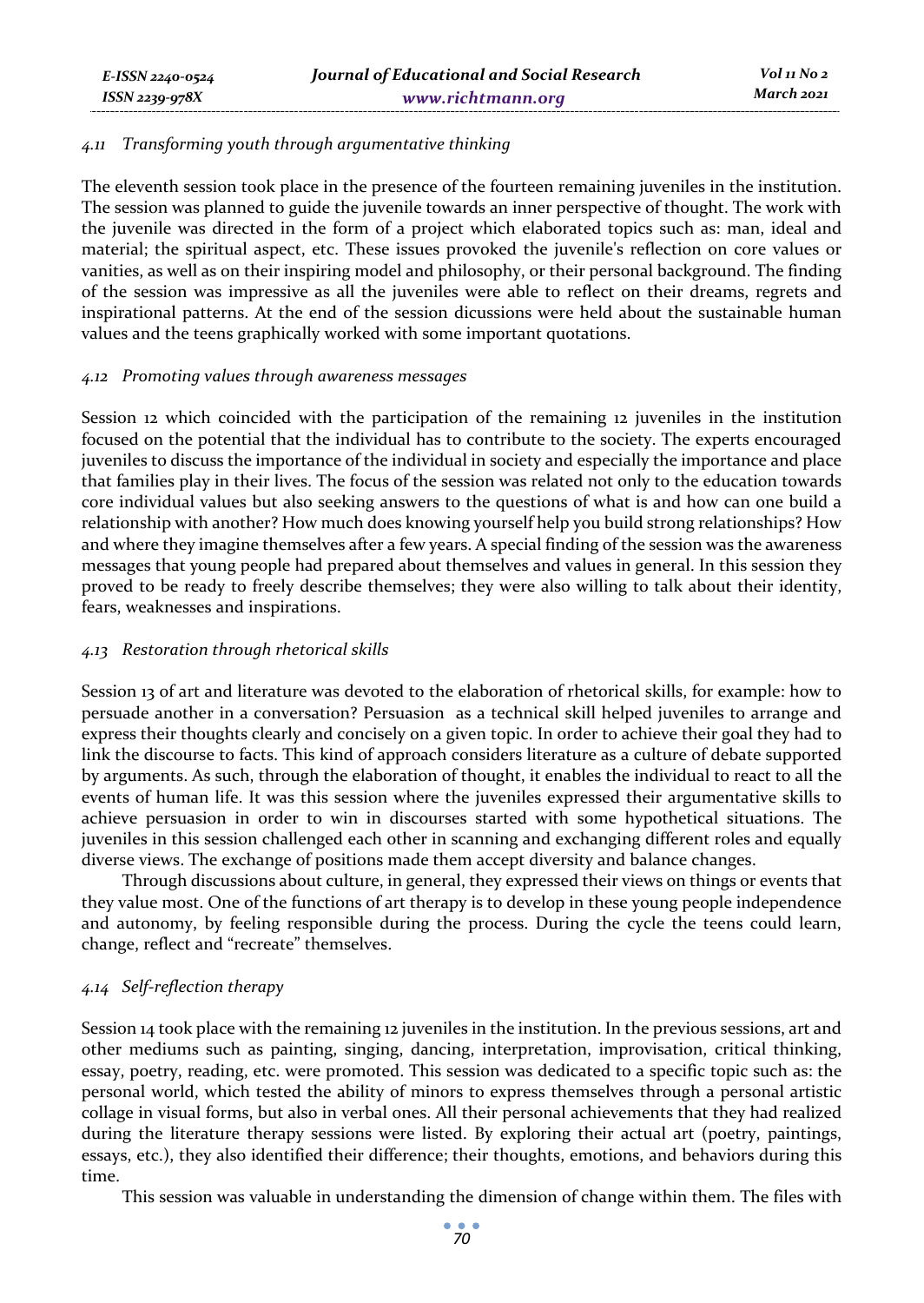#### *4.11 Transforming youth through argumentative thinking*

The eleventh session took place in the presence of the fourteen remaining juveniles in the institution. The session was planned to guide the juvenile towards an inner perspective of thought. The work with the juvenile was directed in the form of a project which elaborated topics such as: man, ideal and material; the spiritual aspect, etc. These issues provoked the juvenile's reflection on core values or vanities, as well as on their inspiring model and philosophy, or their personal background. The finding of the session was impressive as all the juveniles were able to reflect on their dreams, regrets and inspirational patterns. At the end of the session dicussions were held about the sustainable human values and the teens graphically worked with some important quotations.

#### *4.12 Promoting values through awareness messages*

Session 12 which coincided with the participation of the remaining 12 juveniles in the institution focused on the potential that the individual has to contribute to the society. The experts encouraged juveniles to discuss the importance of the individual in society and especially the importance and place that families play in their lives. The focus of the session was related not only to the education towards core individual values but also seeking answers to the questions of what is and how can one build a relationship with another? How much does knowing yourself help you build strong relationships? How and where they imagine themselves after a few years. A special finding of the session was the awareness messages that young people had prepared about themselves and values in general. In this session they proved to be ready to freely describe themselves; they were also willing to talk about their identity, fears, weaknesses and inspirations.

#### *4.13 Restoration through rhetorical skills*

Session 13 of art and literature was devoted to the elaboration of rhetorical skills, for example: how to persuade another in a conversation? Persuasion as a technical skill helped juveniles to arrange and express their thoughts clearly and concisely on a given topic. In order to achieve their goal they had to link the discourse to facts. This kind of approach considers literature as a culture of debate supported by arguments. As such, through the elaboration of thought, it enables the individual to react to all the events of human life. It was this session where the juveniles expressed their argumentative skills to achieve persuasion in order to win in discourses started with some hypothetical situations. The juveniles in this session challenged each other in scanning and exchanging different roles and equally diverse views. The exchange of positions made them accept diversity and balance changes.

Through discussions about culture, in general, they expressed their views on things or events that they value most. One of the functions of art therapy is to develop in these young people independence and autonomy, by feeling responsible during the process. During the cycle the teens could learn, change, reflect and "recreate" themselves.

#### *4.14 Self-reflection therapy*

Session 14 took place with the remaining 12 juveniles in the institution. In the previous sessions, art and other mediums such as painting, singing, dancing, interpretation, improvisation, critical thinking, essay, poetry, reading, etc. were promoted. This session was dedicated to a specific topic such as: the personal world, which tested the ability of minors to express themselves through a personal artistic collage in visual forms, but also in verbal ones. All their personal achievements that they had realized during the literature therapy sessions were listed. By exploring their actual art (poetry, paintings, essays, etc.), they also identified their difference; their thoughts, emotions, and behaviors during this time.

This session was valuable in understanding the dimension of change within them. The files with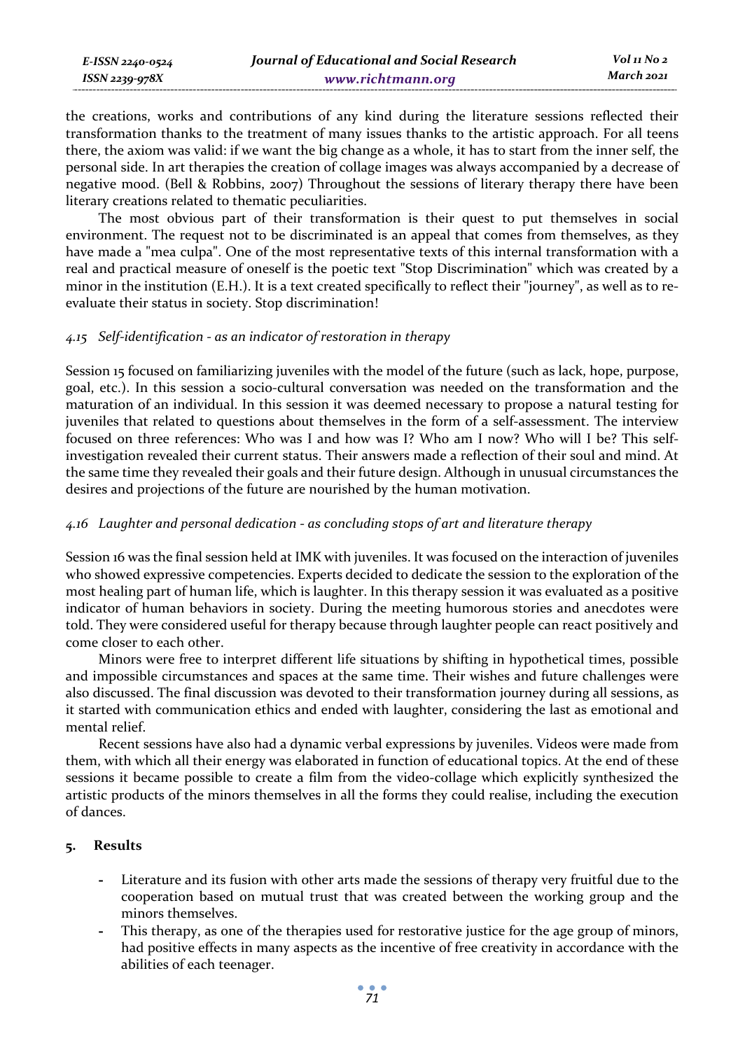the creations, works and contributions of any kind during the literature sessions reflected their transformation thanks to the treatment of many issues thanks to the artistic approach. For all teens there, the axiom was valid: if we want the big change as a whole, it has to start from the inner self, the personal side. In art therapies the creation of collage images was always accompanied by a decrease of negative mood. (Bell & Robbins, 2007) Throughout the sessions of literary therapy there have been literary creations related to thematic peculiarities.

The most obvious part of their transformation is their quest to put themselves in social environment. The request not to be discriminated is an appeal that comes from themselves, as they have made a "mea culpa". One of the most representative texts of this internal transformation with a real and practical measure of oneself is the poetic text "Stop Discrimination" which was created by a minor in the institution (E.H.). It is a text created specifically to reflect their "journey", as well as to re-evaluate their status in society. Stop discrimination!

### *4.15 Self-identification - as an indicator of restoration in therapy*

Session 15 focused on familiarizing juveniles with the model of the future (such as lack, hope, purpose, goal, etc.). In this session a socio-cultural conversation was needed on the transformation and the maturation of an individual. In this session it was deemed necessary to propose a natural testing for juveniles that related to questions about themselves in the form of a self-assessment. The interview focused on three references: Who was I and how was I? Who am I now? Who will I be? This self-investigation revealed their current status. Their answers made a reflection of their soul and mind. At the same time they revealed their goals and their future design. Although in unusual circumstances the desires and projections of the future are nourished by the human motivation.

### *4.16 Laughter and personal dedication - as concluding stops of art and literature therapy*

Session 16 was the final session held at IMK with juveniles. It was focused on the interaction of juveniles who showed expressive competencies. Experts decided to dedicate the session to the exploration of the most healing part of human life, which is laughter. In this therapy session it was evaluated as a positive indicator of human behaviors in society. During the meeting humorous stories and anecdotes were told. They were considered useful for therapy because through laughter people can react positively and come closer to each other.

Minors were free to interpret different life situations by shifting in hypothetical times, possible and impossible circumstances and spaces at the same time. Their wishes and future challenges were also discussed. The final discussion was devoted to their transformation journey during all sessions, as it started with communication ethics and ended with laughter, considering the last as emotional and mental relief.

Recent sessions have also had a dynamic verbal expressions by juveniles. Videos were made from them, with which all their energy was elaborated in function of educational topics. At the end of these sessions it became possible to create a film from the video-collage which explicitly synthesized the artistic products of the minors themselves in all the forms they could realise, including the execution of dances.

## 5. Results

- Literature and its fusion with other arts made the sessions of therapy very fruitful due to the cooperation based on mutual trust that was created between the working group and the minors themselves.
- This therapy, as one of the therapies used for restorative justice for the age group of minors, had positive effects in many aspects as the incentive of free creativity in accordance with the abilities of each teenager.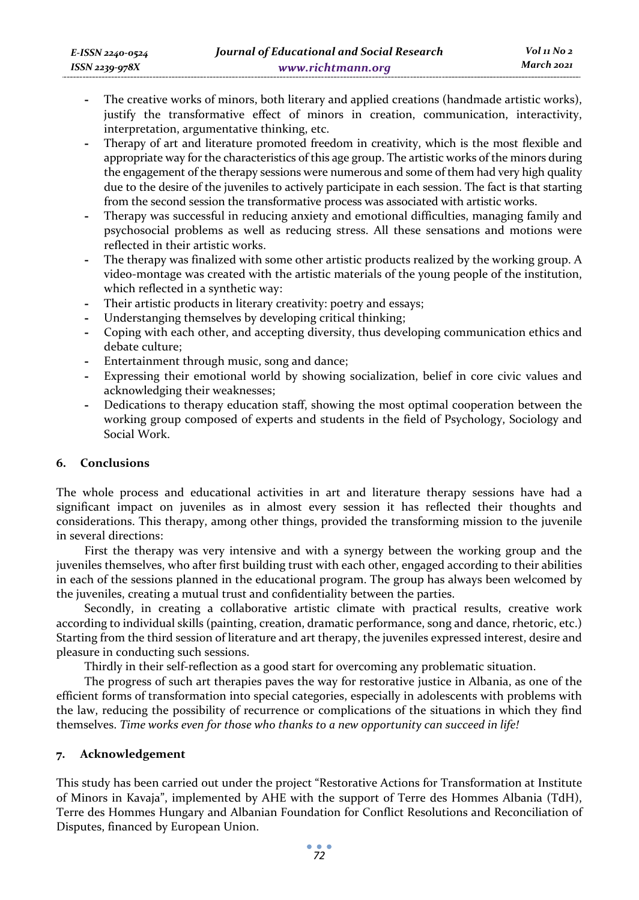- The creative works of minors, both literary and applied creations (handmade artistic works), justify the transformative effect of minors in creation, communication, interactivity, interpretation, argumentative thinking, etc.
- Therapy of art and literature promoted freedom in creativity, which is the most flexible and appropriate way for the characteristics of this age group. The artistic works of the minors during the engagement of the therapy sessions were numerous and some of them had very high quality due to the desire of the juveniles to actively participate in each session. The fact is that starting from the second session the transformative process was associated with artistic works.
- Therapy was successful in reducing anxiety and emotional difficulties, managing family and psychosocial problems as well as reducing stress. All these sensations and motions were reflected in their artistic works.
- The therapy was finalized with some other artistic products realized by the working group. A video-montage was created with the artistic materials of the young people of the institution, which reflected in a synthetic way:
- Their artistic products in literary creativity: poetry and essays;
- Understanging themselves by developing critical thinking;
- Coping with each other, and accepting diversity, thus developing communication ethics and debate culture;
- Entertainment through music, song and dance;
- Expressing their emotional world by showing socialization, belief in core civic values and acknowledging their weaknesses;
- Dedications to therapy education staff, showing the most optimal cooperation between the working group composed of experts and students in the field of Psychology, Sociology and Social Work.

## 6. Conclusions

The whole process and educational activities in art and literature therapy sessions have had a significant impact on juveniles as in almost every session it has reflected their thoughts and considerations. This therapy, among other things, provided the transforming mission to the juvenile in several directions:

First the therapy was very intensive and with a synergy between the working group and the juveniles themselves, who after first building trust with each other, engaged according to their abilities in each of the sessions planned in the educational program. The group has always been welcomed by the juveniles, creating a mutual trust and confidentiality between the parties.

Secondly, in creating a collaborative artistic climate with practical results, creative work according to individual skills (painting, creation, dramatic performance, song and dance, rhetoric, etc.) Starting from the third session of literature and art therapy, the juveniles expressed interest, desire and pleasure in conducting such sessions.

Thirdly in their self-reflection as a good start for overcoming any problematic situation.

The progress of such art therapies paves the way for restorative justice in Albania, as one of the efficient forms of transformation into special categories, especially in adolescents with problems with the law, reducing the possibility of recurrence or complications of the situations in which they find themselves. *Time works even for those who thanks to a new opportunity can succeed in life!*

## 7. Acknowledgement

This study has been carried out under the project "Restorative Actions for Transformation at Institute of Minors in Kavaja", implemented by AHE with the support of Terre des Hommes Albania (TdH), Terre des Hommes Hungary and Albanian Foundation for Conflict Resolutions and Reconciliation of Disputes, financed by European Union.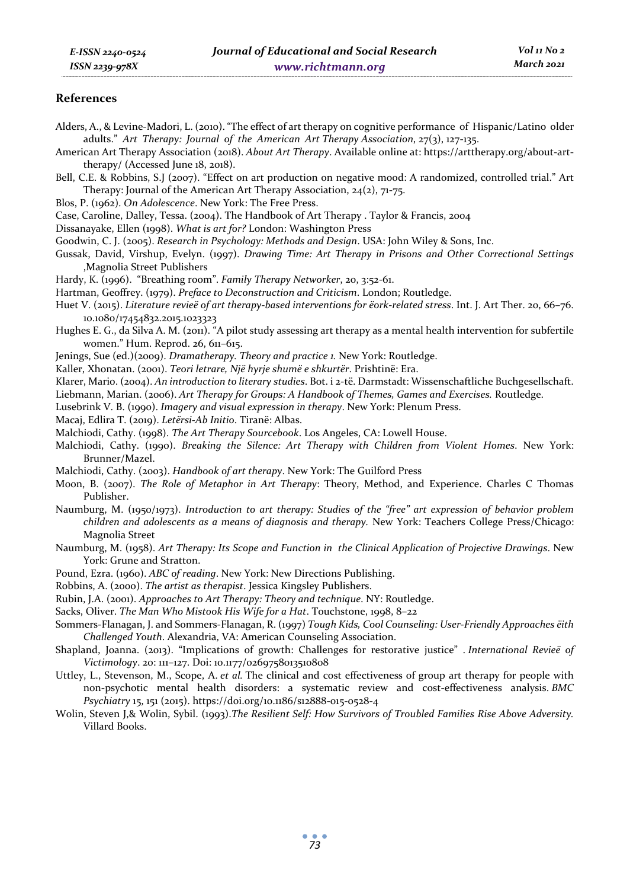## References

Alders, A., & Levine-Madori, L. (2010). "The effect of art therapy on cognitive performance of Hispanic/Latino older adults." *Art Therapy: Journal of the American Art Therapy Association*, 27(3), 127-135.

American Art Therapy Association (2018). *About Art Therapy*. Available online at: https://arttherapy.org/about-art-therapy/ (Accessed June 18, 2018).

Bell, C.E. & Robbins, S.J (2007). "Effect on art production on negative mood: A randomized, controlled trial." Art Therapy: Journal of the American Art Therapy Association, 24(2), 71-75.

Blos, P. (1962). *On Adolescence*. New York: The Free Press.

Case, Caroline, Dalley, Tessa. (2004). The Handbook of Art Therapy . Taylor & Francis, 2004

Dissanayake, Ellen (1998). *What is art for?* London: Washington Press

Goodwin, C. J. (2005). *Research in Psychology: Methods and Design*. USA: John Wiley & Sons, Inc.

Gussak, David, Virshup, Evelyn. (1997). *Drawing Time: Art Therapy in Prisons and Other Correctional Settings* ,Magnolia Street Publishers

Hardy, K. (1996). "Breathing room". *Family Therapy Networker*, 20, 3:52-61.

Hartman, Geoffrey. (1979). *Preface to Deconstruction and Criticism*. London; Routledge.

Huet V. (2015). *Literature revieë of art therapy-based interventions for ëork-related stress*. Int. J. Art Ther. 20, 66–76. 10.1080/17454832.2015.1023323

Hughes E. G., da Silva A. M. (2011). "A pilot study assessing art therapy as a mental health intervention for subfertile women." Hum. Reprod. 26, 611–615.

Jenings, Sue (ed.)(2009). *Dramatherapy. Theory and practice 1.* New York: Routledge.

Kaller, Xhonatan. (2001). *Teori letrare, Një hyrje shumë e shkurtër*. Prishtinë: Era.

Klarer, Mario. (2004). *An introduction to literary studies*. Bot. i 2-të. Darmstadt: Wissenschaftliche Buchgesellschaft.

Liebmann, Marian. (2006). *Art Therapy for Groups: A Handbook of Themes, Games and Exercises.* Routledge.

Lusebrink V. B. (1990). *Imagery and visual expression in therapy*. New York: Plenum Press.

Macaj, Edlira T. (2019). *Letërsi-Ab Initio*. Tiranë: Albas.

Malchiodi, Cathy. (1998). *The Art Therapy Sourcebook*. Los Angeles, CA: Lowell House.

Malchiodi, Cathy. (1990). *Breaking the Silence: Art Therapy with Children from Violent Homes*. New York: Brunner/Mazel.

Malchiodi, Cathy. (2003). *Handbook of art therapy*. New York: The Guilford Press

Moon, B. (2007). *The Role of Metaphor in Art Therapy*: Theory, Method, and Experience. Charles C Thomas Publisher.

Naumburg, M. (1950/1973). *Introduction to art therapy: Studies of the "free" art expression of behavior problem children and adolescents as a means of diagnosis and therapy.* New York: Teachers College Press/Chicago: Magnolia Street

Naumburg, M. (1958). *Art Therapy: Its Scope and Function in the Clinical Application of Projective Drawings*. New York: Grune and Stratton.

Pound, Ezra. (1960). *ABC of reading*. New York: New Directions Publishing.

Robbins, A. (2000). *The artist as therapist*. Jessica Kingsley Publishers.

Rubin, J.A. (2001). *Approaches to Art Therapy: Theory and technique*. NY: Routledge.

Sacks, Oliver. *The Man Who Mistook His Wife for a Hat*. Touchstone, 1998, 8–22

Sommers-Flanagan, J. and Sommers-Flanagan, R. (1997) *Tough Kids, Cool Counseling: User-Friendly Approaches ëith Challenged Youth*. Alexandria, VA: American Counseling Association.

Shapland, Joanna. (2013). "Implications of growth: Challenges for restorative justice" . *International Revieë of Victimology*. 20: 111–127. Doi: 10.1177/0269758013510808

Uttley, L., Stevenson, M., Scope, A. *et al.* The clinical and cost effectiveness of group art therapy for people with non-psychotic mental health disorders: a systematic review and cost-effectiveness analysis. *BMC Psychiatry* 15, 151 (2015). https://doi.org/10.1186/s12888-015-0528-4

Wolin, Steven J,& Wolin, Sybil. (1993).*The Resilient Self: How Survivors of Troubled Families Rise Above Adversity.* Villard Books.